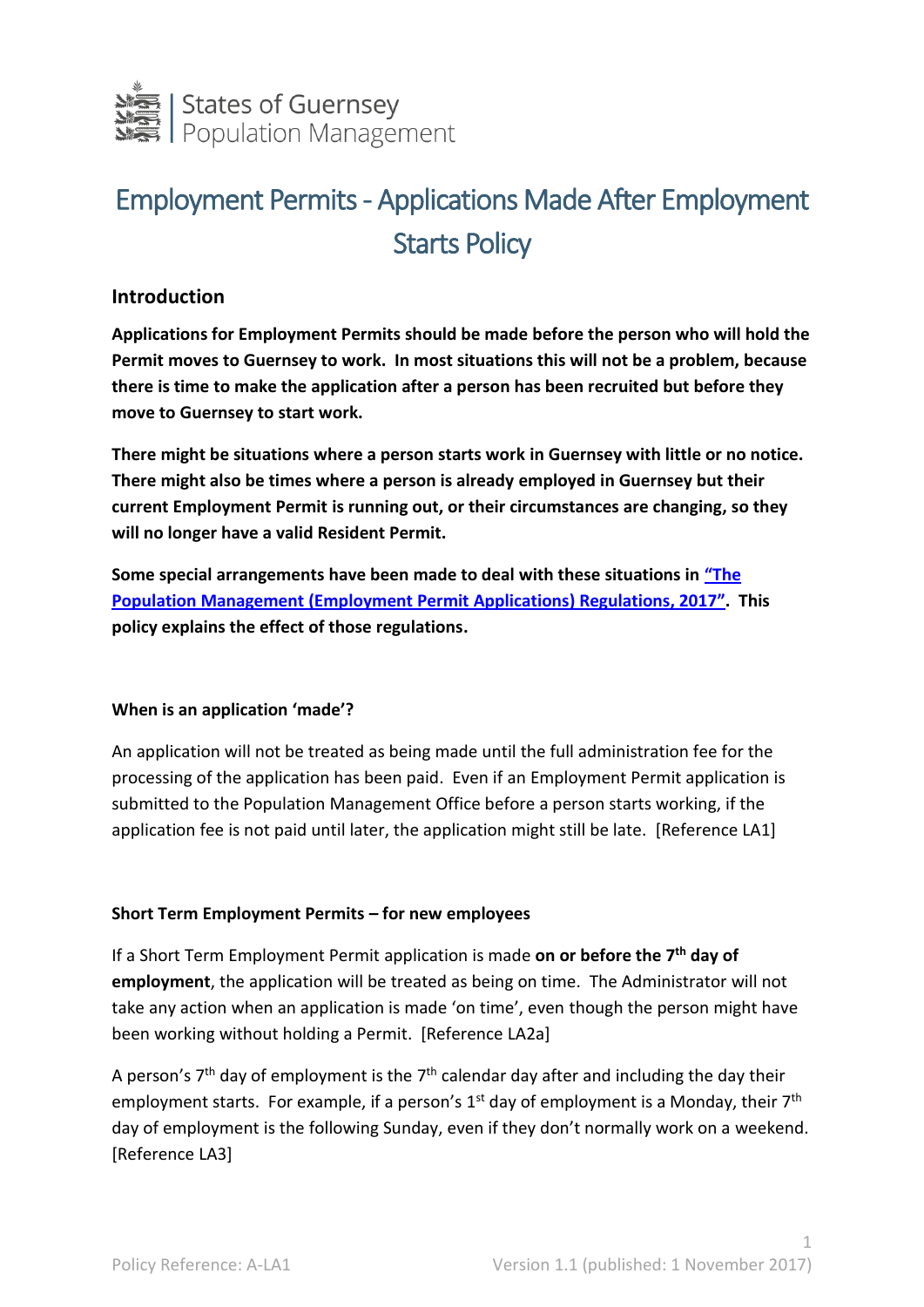States of Guernsey
Population Management

# Employment Permits - Applications Made After Employment Starts Policy

## Introduction

**Applications for Employment Permits should be made before the person who will hold the Permit moves to Guernsey to work. In most situations this will not be a problem, because there is time to make the application after a person has been recruited but before they move to Guernsey to start work.**

**There might be situations where a person starts work in Guernsey with little or no notice. There might also be times where a person is already employed in Guernsey but their current Employment Permit is running out, or their circumstances are changing, so they will no longer have a valid Resident Permit.**

**Some special arrangements have been made to deal with these situations in "The Population Management (Employment Permit Applications) Regulations, 2017". This policy explains the effect of those regulations.**

### When is an application 'made'?

An application will not be treated as being made until the full administration fee for the processing of the application has been paid. Even if an Employment Permit application is submitted to the Population Management Office before a person starts working, if the application fee is not paid until later, the application might still be late. [Reference LA1]

### Short Term Employment Permits – for new employees

If a Short Term Employment Permit application is made **on or before the 7th day of employment**, the application will be treated as being on time. The Administrator will not take any action when an application is made 'on time', even though the person might have been working without holding a Permit. [Reference LA2a]

A person's 7th day of employment is the 7th calendar day after and including the day their employment starts. For example, if a person's 1st day of employment is a Monday, their 7th day of employment is the following Sunday, even if they don't normally work on a weekend. [Reference LA3]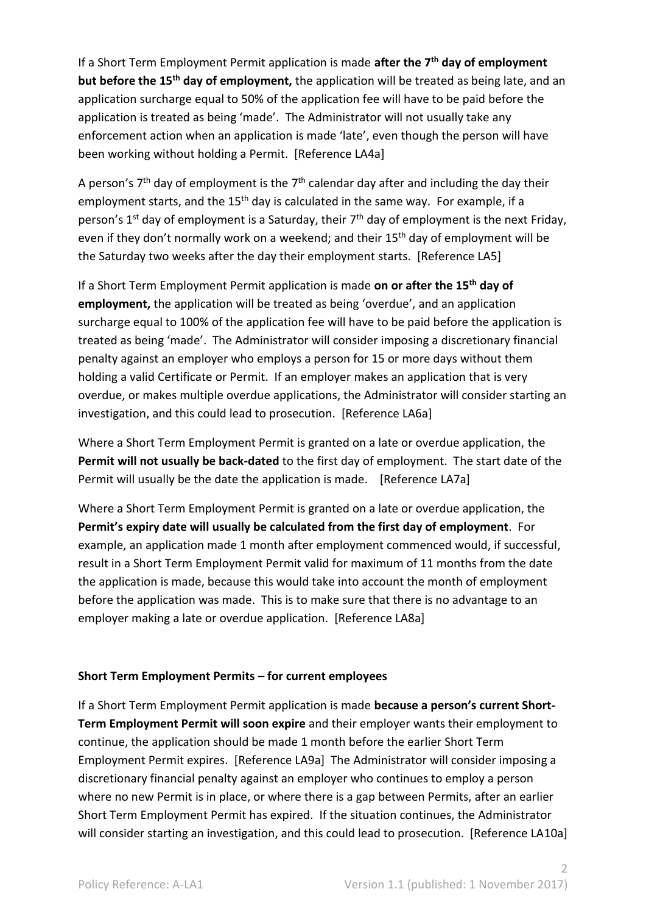If a Short Term Employment Permit application is made **after the 7th day of employment but before the 15th day of employment,** the application will be treated as being late, and an application surcharge equal to 50% of the application fee will have to be paid before the application is treated as being 'made'. The Administrator will not usually take any enforcement action when an application is made 'late', even though the person will have been working without holding a Permit. [Reference LA4a]

A person's 7th day of employment is the 7th calendar day after and including the day their employment starts, and the 15th day is calculated in the same way. For example, if a person's 1st day of employment is a Saturday, their 7th day of employment is the next Friday, even if they don't normally work on a weekend; and their 15th day of employment will be the Saturday two weeks after the day their employment starts. [Reference LA5]

If a Short Term Employment Permit application is made **on or after the 15th day of employment,** the application will be treated as being 'overdue', and an application surcharge equal to 100% of the application fee will have to be paid before the application is treated as being 'made'. The Administrator will consider imposing a discretionary financial penalty against an employer who employs a person for 15 or more days without them holding a valid Certificate or Permit. If an employer makes an application that is very overdue, or makes multiple overdue applications, the Administrator will consider starting an investigation, and this could lead to prosecution. [Reference LA6a]

Where a Short Term Employment Permit is granted on a late or overdue application, the **Permit will not usually be back-dated** to the first day of employment. The start date of the Permit will usually be the date the application is made. [Reference LA7a]

Where a Short Term Employment Permit is granted on a late or overdue application, the **Permit's expiry date will usually be calculated from the first day of employment**. For example, an application made 1 month after employment commenced would, if successful, result in a Short Term Employment Permit valid for maximum of 11 months from the date the application is made, because this would take into account the month of employment before the application was made. This is to make sure that there is no advantage to an employer making a late or overdue application. [Reference LA8a]

**Short Term Employment Permits – for current employees**

If a Short Term Employment Permit application is made **because a person's current Short-Term Employment Permit will soon expire** and their employer wants their employment to continue, the application should be made 1 month before the earlier Short Term Employment Permit expires. [Reference LA9a] The Administrator will consider imposing a discretionary financial penalty against an employer who continues to employ a person where no new Permit is in place, or where there is a gap between Permits, after an earlier Short Term Employment Permit has expired. If the situation continues, the Administrator will consider starting an investigation, and this could lead to prosecution. [Reference LA10a]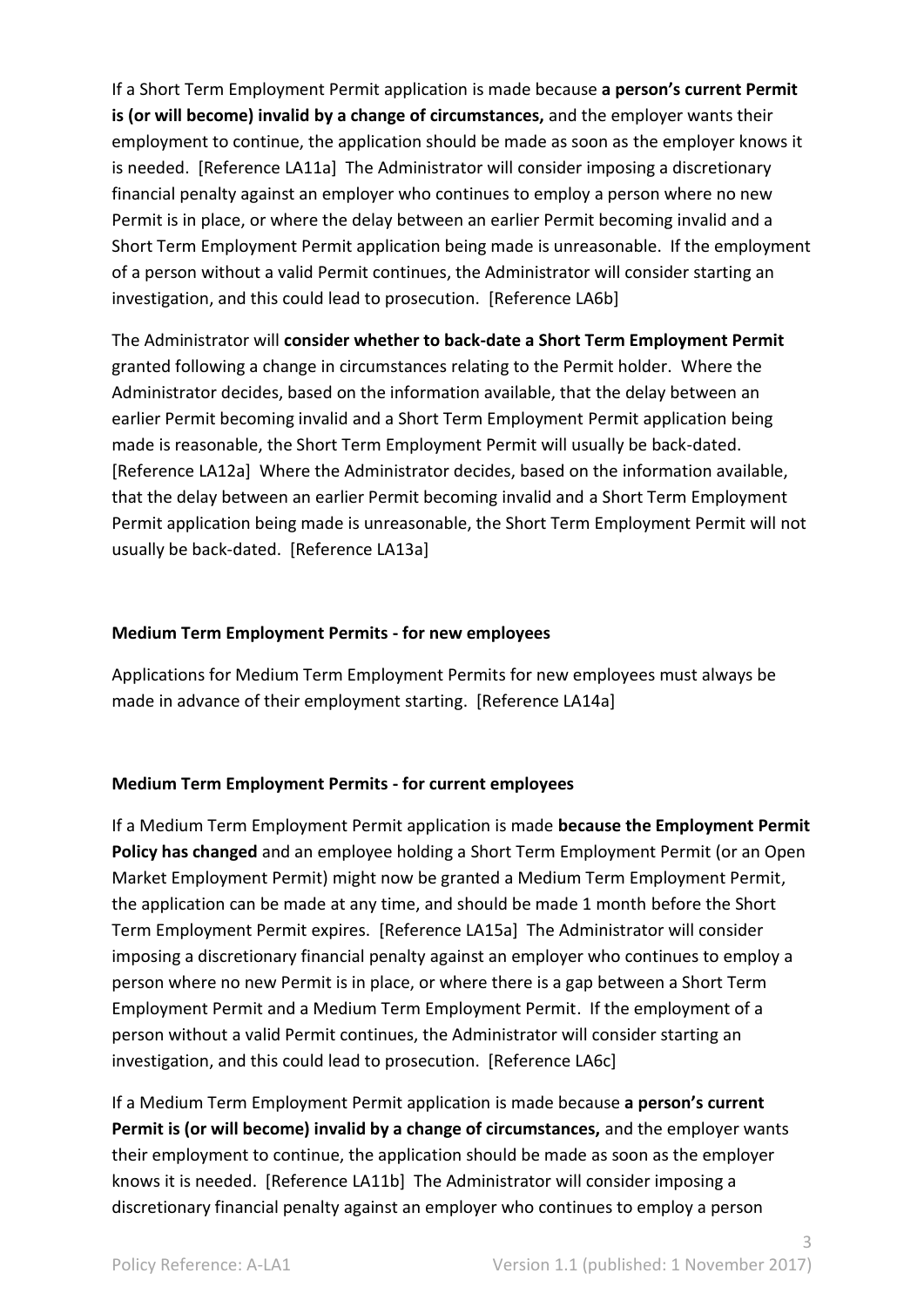If a Short Term Employment Permit application is made because **a person's current Permit is (or will become) invalid by a change of circumstances,** and the employer wants their employment to continue, the application should be made as soon as the employer knows it is needed. [Reference LA11a] The Administrator will consider imposing a discretionary financial penalty against an employer who continues to employ a person where no new Permit is in place, or where the delay between an earlier Permit becoming invalid and a Short Term Employment Permit application being made is unreasonable. If the employment of a person without a valid Permit continues, the Administrator will consider starting an investigation, and this could lead to prosecution. [Reference LA6b]

The Administrator will **consider whether to back-date a Short Term Employment Permit** granted following a change in circumstances relating to the Permit holder. Where the Administrator decides, based on the information available, that the delay between an earlier Permit becoming invalid and a Short Term Employment Permit application being made is reasonable, the Short Term Employment Permit will usually be back-dated. [Reference LA12a] Where the Administrator decides, based on the information available, that the delay between an earlier Permit becoming invalid and a Short Term Employment Permit application being made is unreasonable, the Short Term Employment Permit will not usually be back-dated. [Reference LA13a]

**Medium Term Employment Permits - for new employees**

Applications for Medium Term Employment Permits for new employees must always be made in advance of their employment starting. [Reference LA14a]

**Medium Term Employment Permits - for current employees**

If a Medium Term Employment Permit application is made **because the Employment Permit Policy has changed** and an employee holding a Short Term Employment Permit (or an Open Market Employment Permit) might now be granted a Medium Term Employment Permit, the application can be made at any time, and should be made 1 month before the Short Term Employment Permit expires. [Reference LA15a] The Administrator will consider imposing a discretionary financial penalty against an employer who continues to employ a person where no new Permit is in place, or where there is a gap between a Short Term Employment Permit and a Medium Term Employment Permit. If the employment of a person without a valid Permit continues, the Administrator will consider starting an investigation, and this could lead to prosecution. [Reference LA6c]

If a Medium Term Employment Permit application is made because **a person's current Permit is (or will become) invalid by a change of circumstances,** and the employer wants their employment to continue, the application should be made as soon as the employer knows it is needed. [Reference LA11b] The Administrator will consider imposing a discretionary financial penalty against an employer who continues to employ a person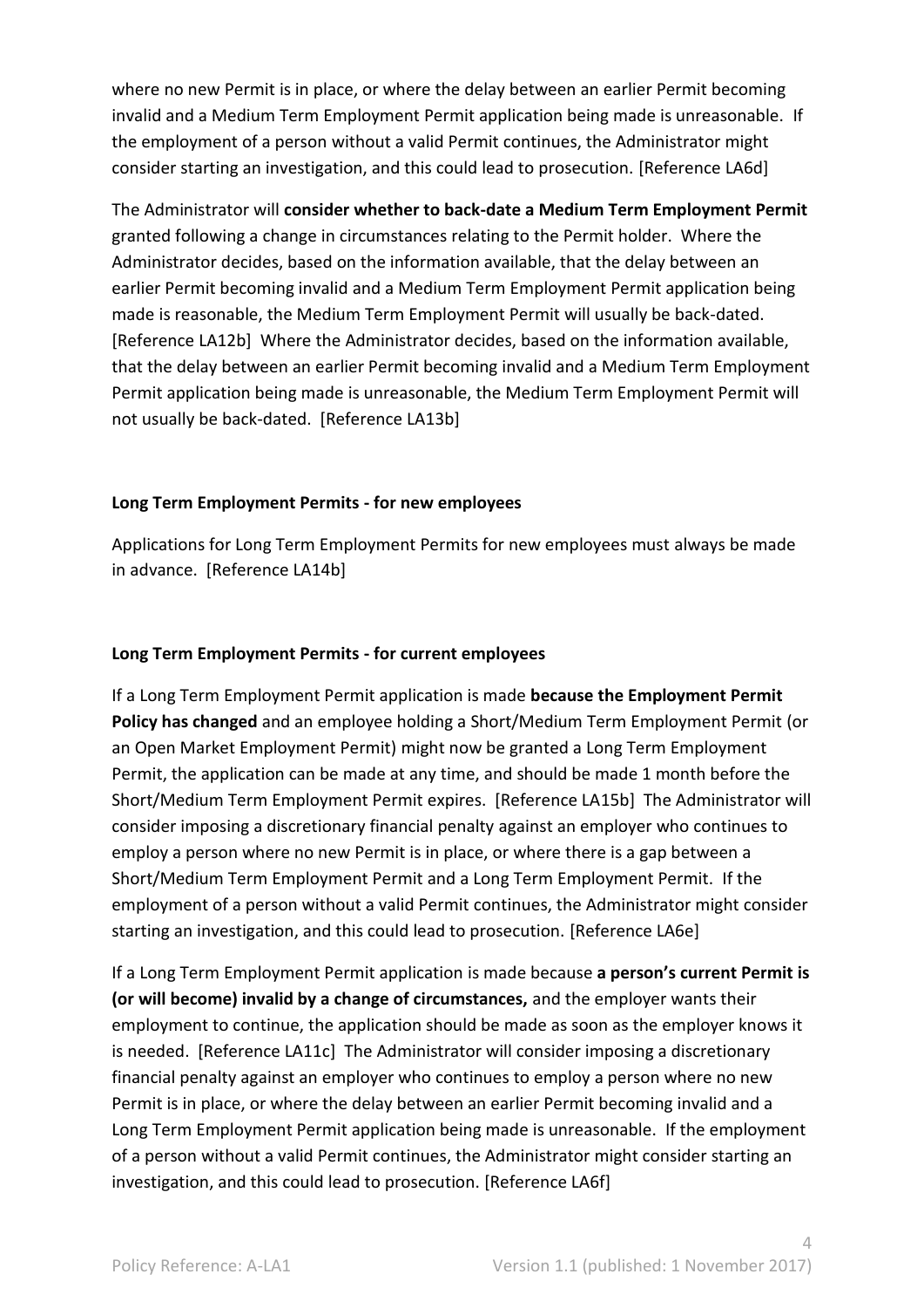where no new Permit is in place, or where the delay between an earlier Permit becoming invalid and a Medium Term Employment Permit application being made is unreasonable. If the employment of a person without a valid Permit continues, the Administrator might consider starting an investigation, and this could lead to prosecution. [Reference LA6d]

The Administrator will **consider whether to back-date a Medium Term Employment Permit** granted following a change in circumstances relating to the Permit holder. Where the Administrator decides, based on the information available, that the delay between an earlier Permit becoming invalid and a Medium Term Employment Permit application being made is reasonable, the Medium Term Employment Permit will usually be back-dated. [Reference LA12b] Where the Administrator decides, based on the information available, that the delay between an earlier Permit becoming invalid and a Medium Term Employment Permit application being made is unreasonable, the Medium Term Employment Permit will not usually be back-dated. [Reference LA13b]

**Long Term Employment Permits - for new employees**

Applications for Long Term Employment Permits for new employees must always be made in advance. [Reference LA14b]

**Long Term Employment Permits - for current employees**

If a Long Term Employment Permit application is made **because the Employment Permit Policy has changed** and an employee holding a Short/Medium Term Employment Permit (or an Open Market Employment Permit) might now be granted a Long Term Employment Permit, the application can be made at any time, and should be made 1 month before the Short/Medium Term Employment Permit expires. [Reference LA15b] The Administrator will consider imposing a discretionary financial penalty against an employer who continues to employ a person where no new Permit is in place, or where there is a gap between a Short/Medium Term Employment Permit and a Long Term Employment Permit. If the employment of a person without a valid Permit continues, the Administrator might consider starting an investigation, and this could lead to prosecution. [Reference LA6e]

If a Long Term Employment Permit application is made because **a person's current Permit is (or will become) invalid by a change of circumstances,** and the employer wants their employment to continue, the application should be made as soon as the employer knows it is needed. [Reference LA11c] The Administrator will consider imposing a discretionary financial penalty against an employer who continues to employ a person where no new Permit is in place, or where the delay between an earlier Permit becoming invalid and a Long Term Employment Permit application being made is unreasonable. If the employment of a person without a valid Permit continues, the Administrator might consider starting an investigation, and this could lead to prosecution. [Reference LA6f]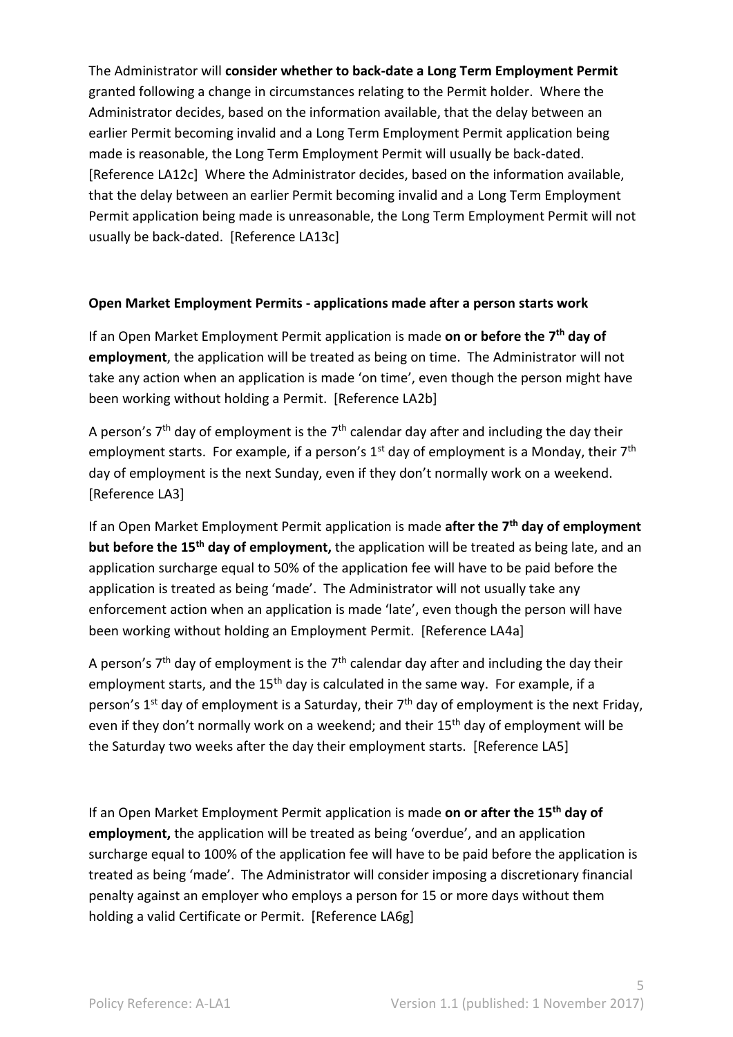The Administrator will **consider whether to back-date a Long Term Employment Permit** granted following a change in circumstances relating to the Permit holder. Where the Administrator decides, based on the information available, that the delay between an earlier Permit becoming invalid and a Long Term Employment Permit application being made is reasonable, the Long Term Employment Permit will usually be back-dated. [Reference LA12c] Where the Administrator decides, based on the information available, that the delay between an earlier Permit becoming invalid and a Long Term Employment Permit application being made is unreasonable, the Long Term Employment Permit will not usually be back-dated. [Reference LA13c]

**Open Market Employment Permits - applications made after a person starts work**

If an Open Market Employment Permit application is made **on or before the 7th day of employment**, the application will be treated as being on time. The Administrator will not take any action when an application is made 'on time', even though the person might have been working without holding a Permit. [Reference LA2b]

A person's 7th day of employment is the 7th calendar day after and including the day their employment starts. For example, if a person's 1st day of employment is a Monday, their 7th day of employment is the next Sunday, even if they don't normally work on a weekend. [Reference LA3]

If an Open Market Employment Permit application is made **after the 7th day of employment but before the 15th day of employment,** the application will be treated as being late, and an application surcharge equal to 50% of the application fee will have to be paid before the application is treated as being 'made'. The Administrator will not usually take any enforcement action when an application is made 'late', even though the person will have been working without holding an Employment Permit. [Reference LA4a]

A person's 7th day of employment is the 7th calendar day after and including the day their employment starts, and the 15th day is calculated in the same way. For example, if a person's 1st day of employment is a Saturday, their 7th day of employment is the next Friday, even if they don't normally work on a weekend; and their 15th day of employment will be the Saturday two weeks after the day their employment starts. [Reference LA5]

If an Open Market Employment Permit application is made **on or after the 15th day of employment,** the application will be treated as being 'overdue', and an application surcharge equal to 100% of the application fee will have to be paid before the application is treated as being 'made'. The Administrator will consider imposing a discretionary financial penalty against an employer who employs a person for 15 or more days without them holding a valid Certificate or Permit. [Reference LA6g]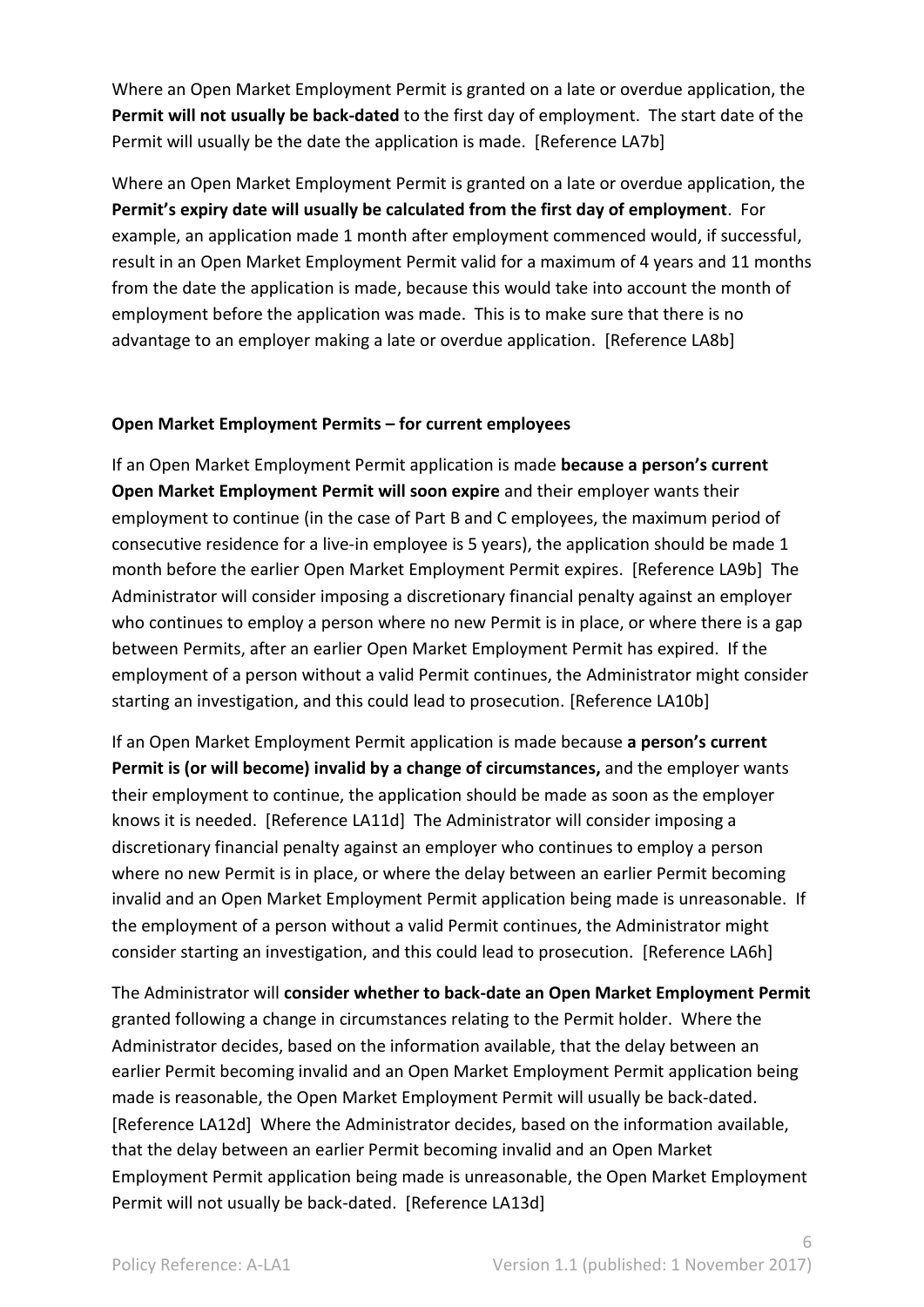Where an Open Market Employment Permit is granted on a late or overdue application, the **Permit will not usually be back-dated** to the first day of employment. The start date of the Permit will usually be the date the application is made. [Reference LA7b]

Where an Open Market Employment Permit is granted on a late or overdue application, the **Permit's expiry date will usually be calculated from the first day of employment**. For example, an application made 1 month after employment commenced would, if successful, result in an Open Market Employment Permit valid for a maximum of 4 years and 11 months from the date the application is made, because this would take into account the month of employment before the application was made. This is to make sure that there is no advantage to an employer making a late or overdue application. [Reference LA8b]

**Open Market Employment Permits – for current employees**

If an Open Market Employment Permit application is made **because a person's current Open Market Employment Permit will soon expire** and their employer wants their employment to continue (in the case of Part B and C employees, the maximum period of consecutive residence for a live-in employee is 5 years), the application should be made 1 month before the earlier Open Market Employment Permit expires. [Reference LA9b] The Administrator will consider imposing a discretionary financial penalty against an employer who continues to employ a person where no new Permit is in place, or where there is a gap between Permits, after an earlier Open Market Employment Permit has expired. If the employment of a person without a valid Permit continues, the Administrator might consider starting an investigation, and this could lead to prosecution. [Reference LA10b]

If an Open Market Employment Permit application is made because **a person's current Permit is (or will become) invalid by a change of circumstances,** and the employer wants their employment to continue, the application should be made as soon as the employer knows it is needed. [Reference LA11d] The Administrator will consider imposing a discretionary financial penalty against an employer who continues to employ a person where no new Permit is in place, or where the delay between an earlier Permit becoming invalid and an Open Market Employment Permit application being made is unreasonable. If the employment of a person without a valid Permit continues, the Administrator might consider starting an investigation, and this could lead to prosecution. [Reference LA6h]

The Administrator will **consider whether to back-date an Open Market Employment Permit** granted following a change in circumstances relating to the Permit holder. Where the Administrator decides, based on the information available, that the delay between an earlier Permit becoming invalid and an Open Market Employment Permit application being made is reasonable, the Open Market Employment Permit will usually be back-dated. [Reference LA12d] Where the Administrator decides, based on the information available, that the delay between an earlier Permit becoming invalid and an Open Market Employment Permit application being made is unreasonable, the Open Market Employment Permit will not usually be back-dated. [Reference LA13d]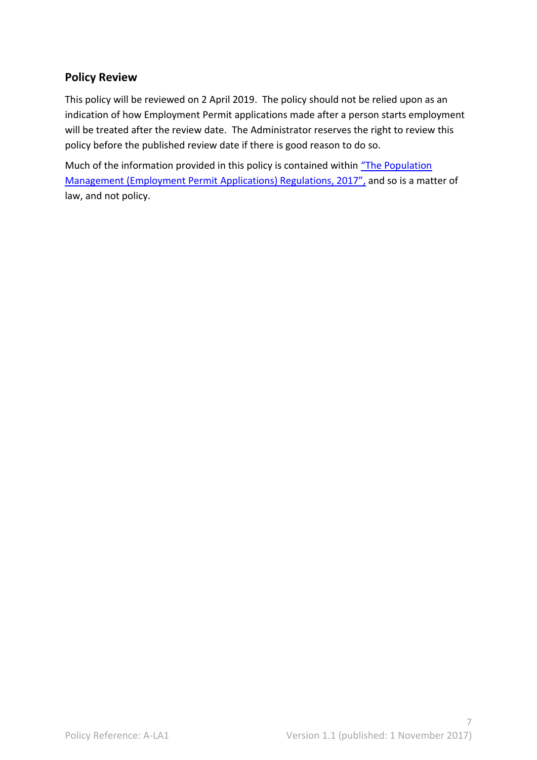## Policy Review

This policy will be reviewed on 2 April 2019. The policy should not be relied upon as an indication of how Employment Permit applications made after a person starts employment will be treated after the review date. The Administrator reserves the right to review this policy before the published review date if there is good reason to do so.

Much of the information provided in this policy is contained within "The Population Management (Employment Permit Applications) Regulations, 2017", and so is a matter of law, and not policy.